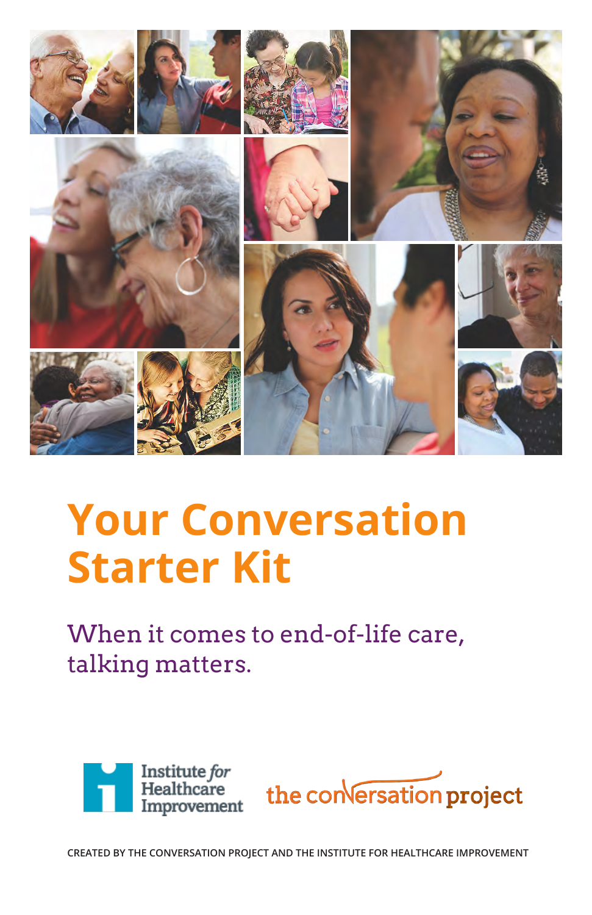# Your Conversation Starter Kit

When it comes to end-of-life care, talking matters.

Institute *for* Healthcare Improvement

the conversation project

CREATED BY THE CONVERSATION PROJECT AND THE INSTITUTE FOR HEALTHCARE IMPROVEMENT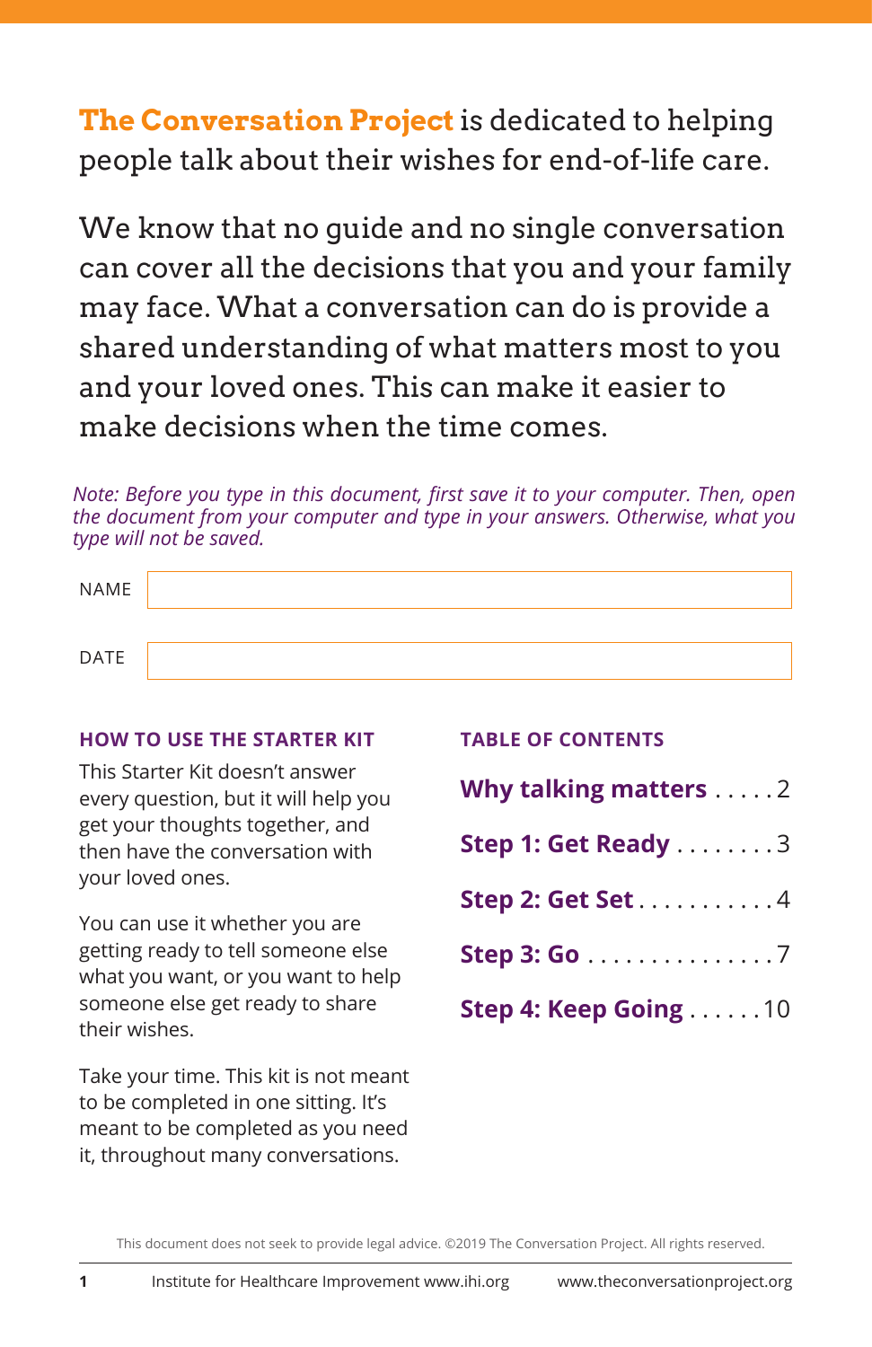**The Conversation Project** is dedicated to helping people talk about their wishes for end-of-life care.

We know that no guide and no single conversation can cover all the decisions that you and your family may face. What a conversation can do is provide a shared understanding of what matters most to you and your loved ones. This can make it easier to make decisions when the time comes.

*Note: Before you type in this document, first save it to your computer. Then, open the document from your computer and type in your answers. Otherwise, what you type will not be saved.*

NAME

DATE

## HOW TO USE THE STARTER KIT

This Starter Kit doesn't answer every question, but it will help you get your thoughts together, and then have the conversation with your loved ones.

You can use it whether you are getting ready to tell someone else what you want, or you want to help someone else get ready to share their wishes.

Take your time. This kit is not meant to be completed in one sitting. It's meant to be completed as you need it, throughout many conversations.

## TABLE OF CONTENTS

- **Why talking matters** . . . . . 2
- **Step 1: Get Ready** . . . . . . . . 3
- **Step 2: Get Set** . . . . . . . . . . . 4
- **Step 3: Go** . . . . . . . . . . . . . . . . 7
- **Step 4: Keep Going** . . . . . . 10

This document does not seek to provide legal advice. ©2019 The Conversation Project. All rights reserved.

Institute for Healthcare Improvement www.ihi.org    www.theconversationproject.org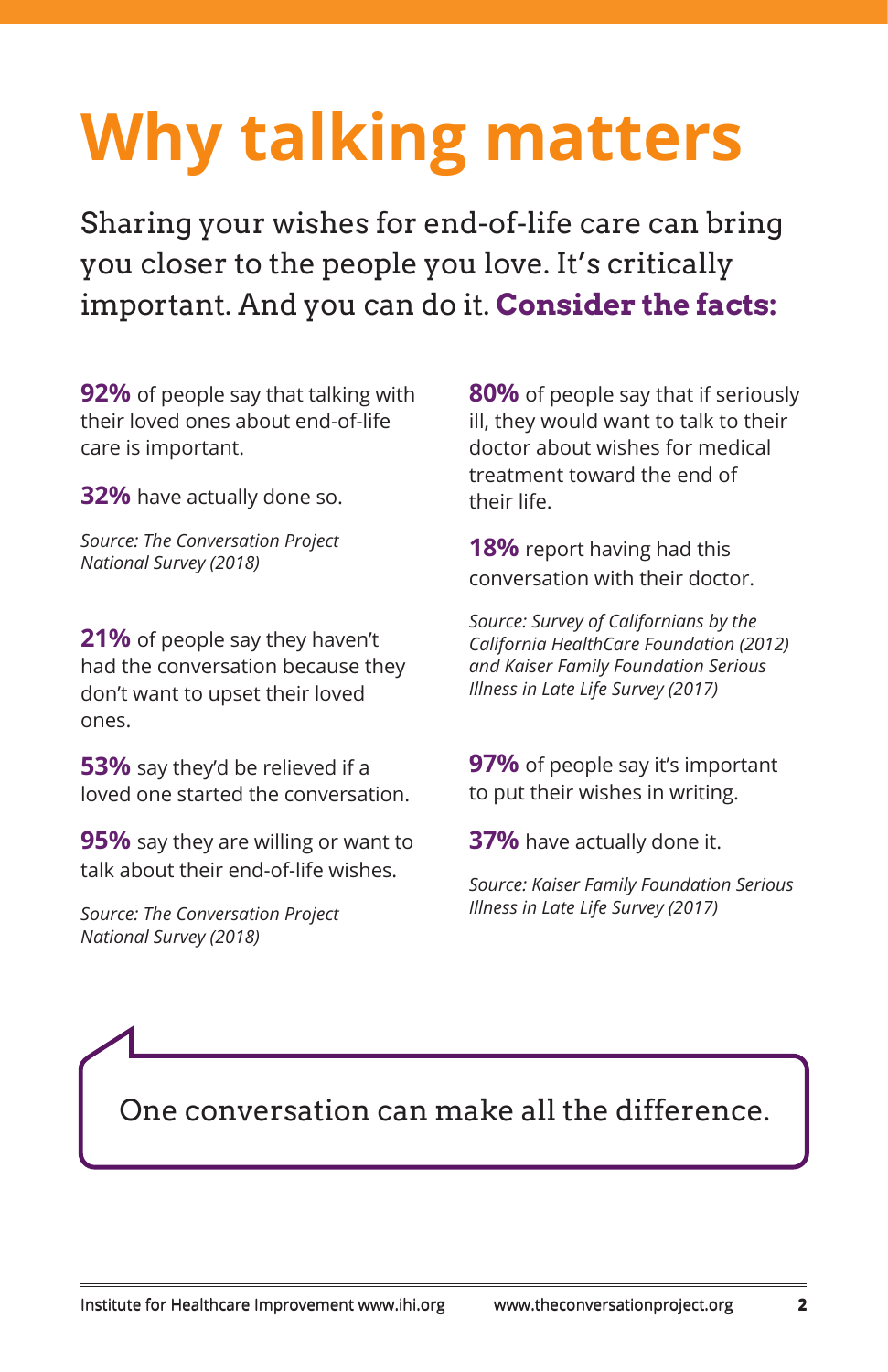# Why talking matters

Sharing your wishes for end-of-life care can bring you closer to the people you love. It's critically important. And you can do it. **Consider the facts:**

**92%** of people say that talking with their loved ones about end-of-life care is important.

**32%** have actually done so.

*Source: The Conversation Project National Survey (2018)*

**21%** of people say they haven't had the conversation because they don't want to upset their loved ones.

**53%** say they'd be relieved if a loved one started the conversation.

**95%** say they are willing or want to talk about their end-of-life wishes.

*Source: The Conversation Project National Survey (2018)*

**80%** of people say that if seriously ill, they would want to talk to their doctor about wishes for medical treatment toward the end of their life.

**18%** report having had this conversation with their doctor.

*Source: Survey of Californians by the California HealthCare Foundation (2012) and Kaiser Family Foundation Serious Illness in Late Life Survey (2017)*

**97%** of people say it's important to put their wishes in writing.

**37%** have actually done it.

*Source: Kaiser Family Foundation Serious Illness in Late Life Survey (2017)*

One conversation can make all the difference.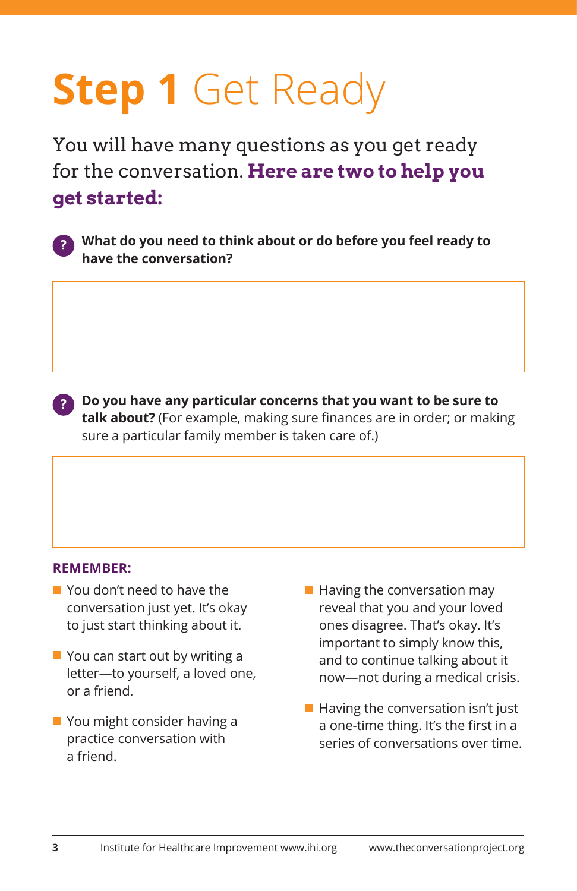# **Step 1** Get Ready

You will have many questions as you get ready for the conversation. **Here are two to help you get started:**

**What do you need to think about or do before you feel ready to have the conversation?**

**Do you have any particular concerns that you want to be sure to talk about?** (For example, making sure finances are in order; or making sure a particular family member is taken care of.)

**REMEMBER:**

- You don't need to have the conversation just yet. It's okay to just start thinking about it.
- You can start out by writing a letter—to yourself, a loved one, or a friend.
- You might consider having a practice conversation with a friend.
- Having the conversation may reveal that you and your loved ones disagree. That's okay. It's important to simply know this, and to continue talking about it now—not during a medical crisis.
- Having the conversation isn't just a one-time thing. It's the first in a series of conversations over time.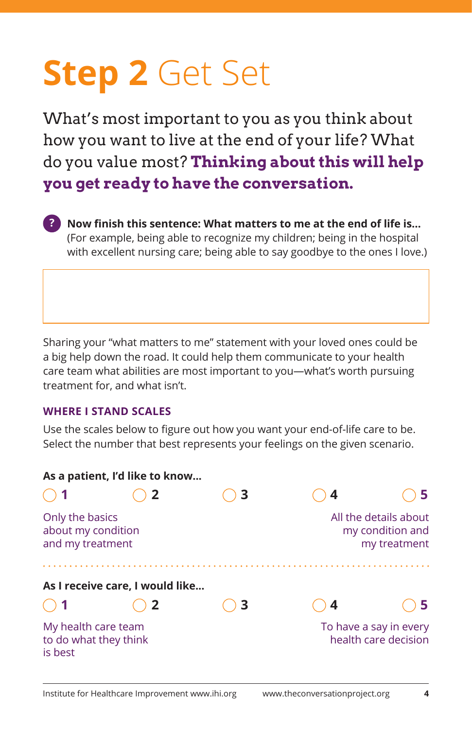# **Step 2** Get Set

What's most important to you as you think about how you want to live at the end of your life? What do you value most? **Thinking about this will help you get ready to have the conversation.**

**Now finish this sentence: What matters to me at the end of life is...** (For example, being able to recognize my children; being in the hospital with excellent nursing care; being able to say goodbye to the ones I love.)

Sharing your "what matters to me" statement with your loved ones could be a big help down the road. It could help them communicate to your health care team what abilities are most important to you—what's worth pursuing treatment for, and what isn't.

### WHERE I STAND SCALES

Use the scales below to figure out how you want your end-of-life care to be. Select the number that best represents your feelings on the given scenario.

**As a patient, I'd like to know...**

○ **1** ○ **2** ○ **3** ○ **4** ○ **5**

Only the basics about my condition and my treatment — All the details about my condition and my treatment

**As I receive care, I would like...**

○ **1** ○ **2** ○ **3** ○ **4** ○ **5**

My health care team to do what they think is best — To have a say in every health care decision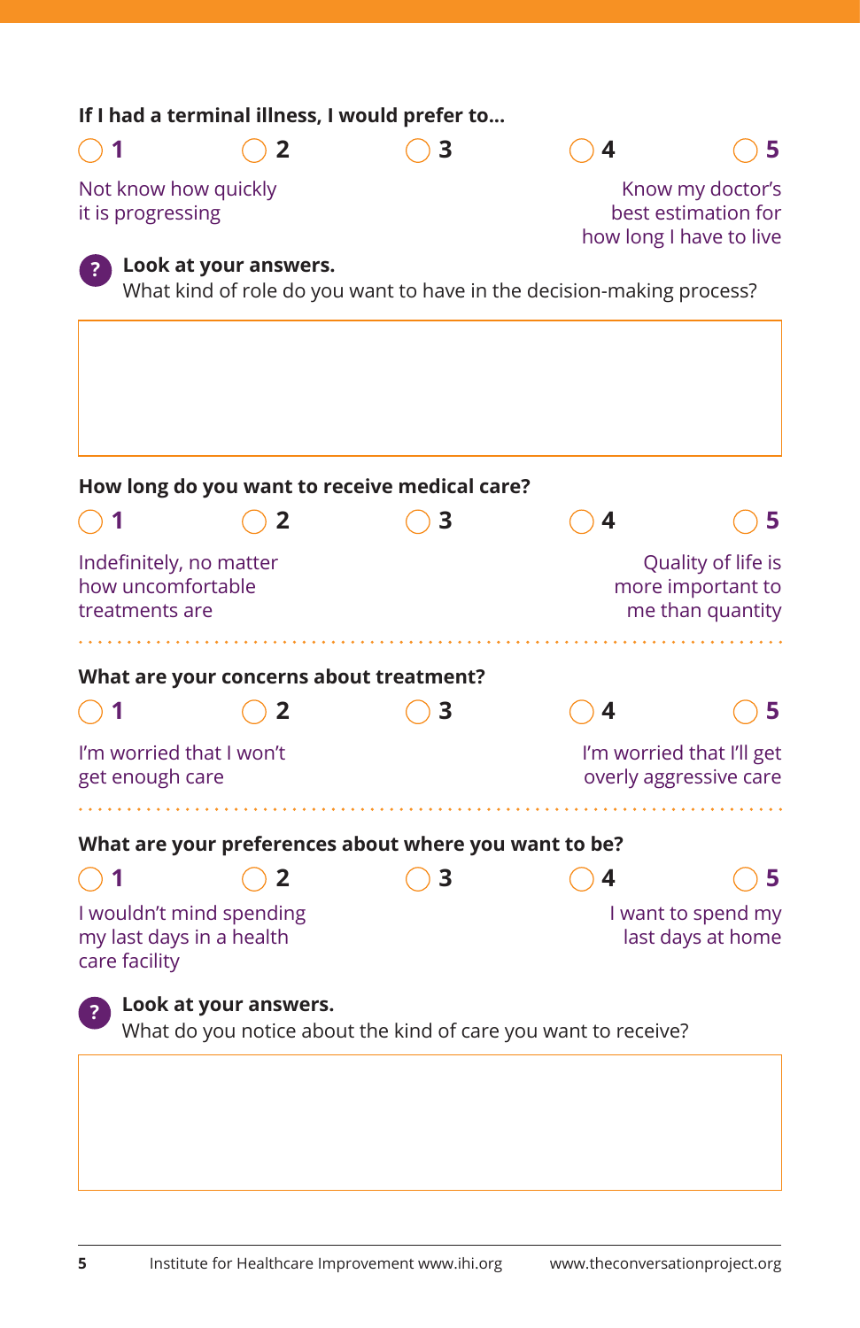**If I had a terminal illness, I would prefer to...**

○ 1 ○ 2 ○ 3 ○ 4 ○ 5

Not know how quickly it is progressing — Know my doctor's best estimation for how long I have to live

**Look at your answers.**
What kind of role do you want to have in the decision-making process?

**How long do you want to receive medical care?**

○ 1 ○ 2 ○ 3 ○ 4 ○ 5

Indefinitely, no matter how uncomfortable treatments are — Quality of life is more important to me than quantity

**What are your concerns about treatment?**

○ 1 ○ 2 ○ 3 ○ 4 ○ 5

I'm worried that I won't get enough care — I'm worried that I'll get overly aggressive care

**What are your preferences about where you want to be?**

○ 1 ○ 2 ○ 3 ○ 4 ○ 5

I wouldn't mind spending my last days in a health care facility — I want to spend my last days at home

**Look at your answers.**
What do you notice about the kind of care you want to receive?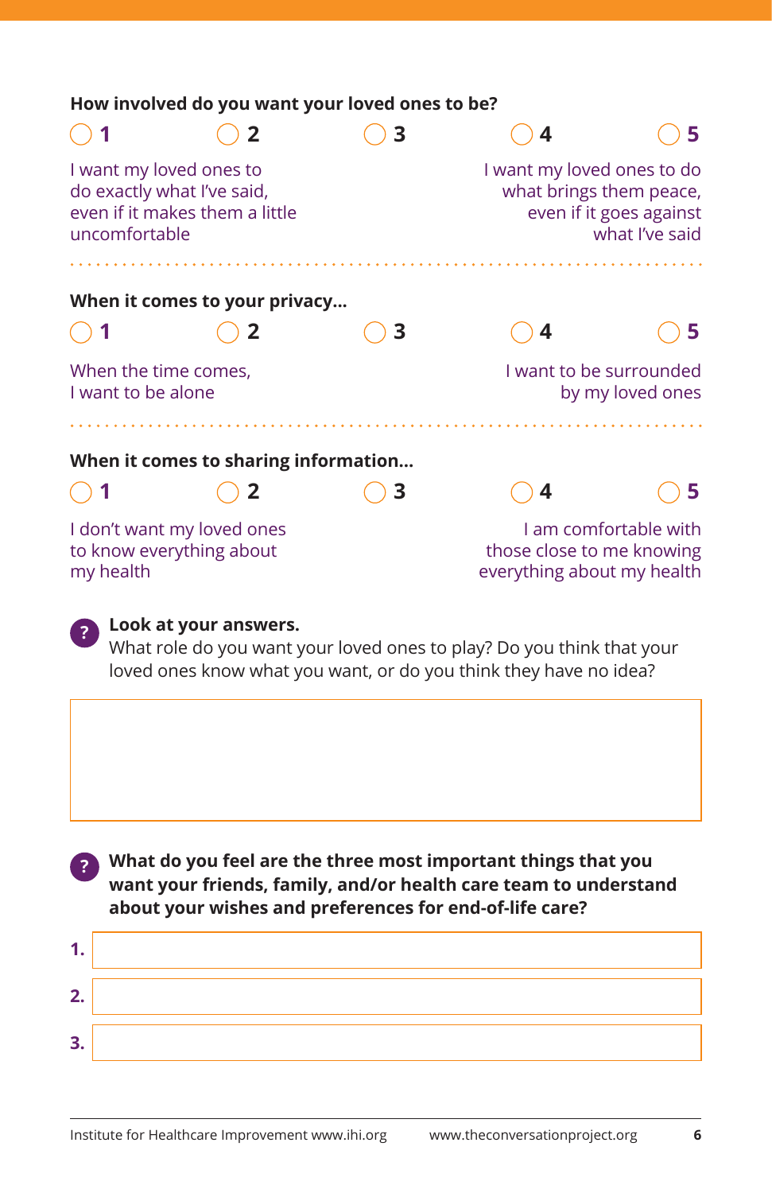**How involved do you want your loved ones to be?**

○ **1** ○ **2** ○ **3** ○ **4** ○ **5**

I want my loved ones to do exactly what I've said, even if it makes them a little uncomfortable

I want my loved ones to do what brings them peace, even if it goes against what I've said

---

**When it comes to your privacy...**

○ **1** ○ **2** ○ **3** ○ **4** ○ **5**

When the time comes, I want to be alone

I want to be surrounded by my loved ones

---

**When it comes to sharing information...**

○ **1** ○ **2** ○ **3** ○ **4** ○ **5**

I don't want my loved ones to know everything about my health

I am comfortable with those close to me knowing everything about my health

**?** **Look at your answers.**
What role do you want your loved ones to play? Do you think that your loved ones know what you want, or do you think they have no idea?

**?** **What do you feel are the three most important things that you want your friends, family, and/or health care team to understand about your wishes and preferences for end-of-life care?**

**1.**

**2.**

**3.**

Institute for Healthcare Improvement www.ihi.org www.theconversationproject.org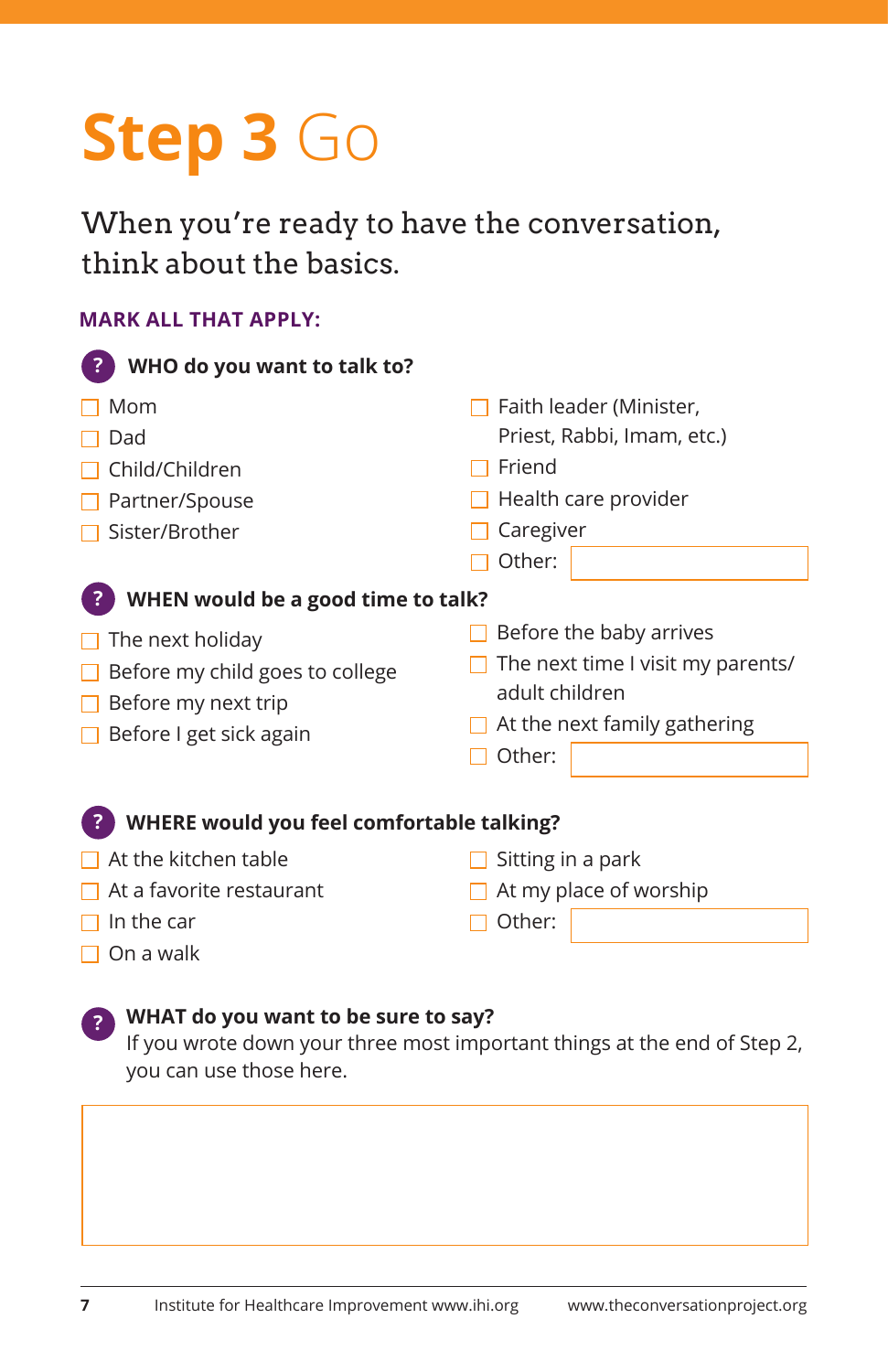# **Step 3** Go

## When you're ready to have the conversation, think about the basics.

**MARK ALL THAT APPLY:**

### WHO do you want to talk to?

- ☐ Mom
- ☐ Dad
- ☐ Child/Children
- ☐ Partner/Spouse
- ☐ Sister/Brother
- ☐ Faith leader (Minister, Priest, Rabbi, Imam, etc.)
- ☐ Friend
- ☐ Health care provider
- ☐ Caregiver
- ☐ Other: ____________

### WHEN would be a good time to talk?

- ☐ The next holiday
- ☐ Before my child goes to college
- ☐ Before my next trip
- ☐ Before I get sick again
- ☐ Before the baby arrives
- ☐ The next time I visit my parents/adult children
- ☐ At the next family gathering
- ☐ Other: ____________

### WHERE would you feel comfortable talking?

- ☐ At the kitchen table
- ☐ At a favorite restaurant
- ☐ In the car
- ☐ On a walk
- ☐ Sitting in a park
- ☐ At my place of worship
- ☐ Other: ____________

### WHAT do you want to be sure to say?

If you wrote down your three most important things at the end of Step 2, you can use those here.

____________

Institute for Healthcare Improvement www.ihi.org www.theconversationproject.org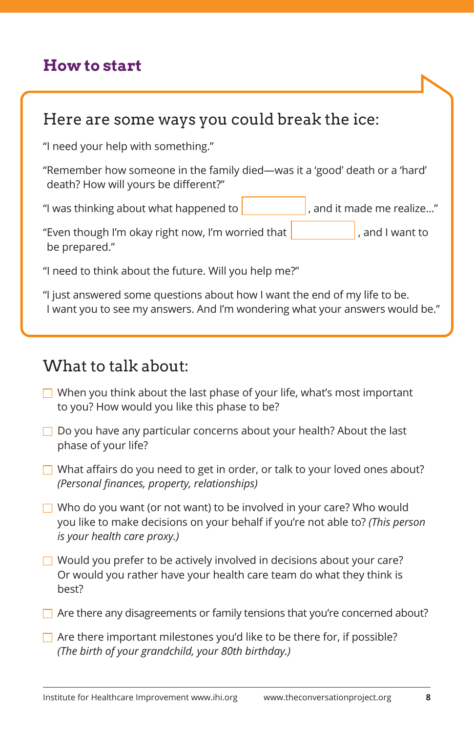## How to start

### Here are some ways you could break the ice:

"I need your help with something."

"Remember how someone in the family died—was it a 'good' death or a 'hard' death? How will yours be different?"

"I was thinking about what happened to ________, and it made me realize…"

"Even though I'm okay right now, I'm worried that ________, and I want to be prepared."

"I need to think about the future. Will you help me?"

"I just answered some questions about how I want the end of my life to be. I want you to see my answers. And I'm wondering what your answers would be."

### What to talk about:

- ☐ When you think about the last phase of your life, what's most important to you? How would you like this phase to be?
- ☐ Do you have any particular concerns about your health? About the last phase of your life?
- ☐ What affairs do you need to get in order, or talk to your loved ones about? *(Personal finances, property, relationships)*
- ☐ Who do you want (or not want) to be involved in your care? Who would you like to make decisions on your behalf if you're not able to? *(This person is your health care proxy.)*
- ☐ Would you prefer to be actively involved in decisions about your care? Or would you rather have your health care team do what they think is best?
- ☐ Are there any disagreements or family tensions that you're concerned about?
- ☐ Are there important milestones you'd like to be there for, if possible? *(The birth of your grandchild, your 80th birthday.)*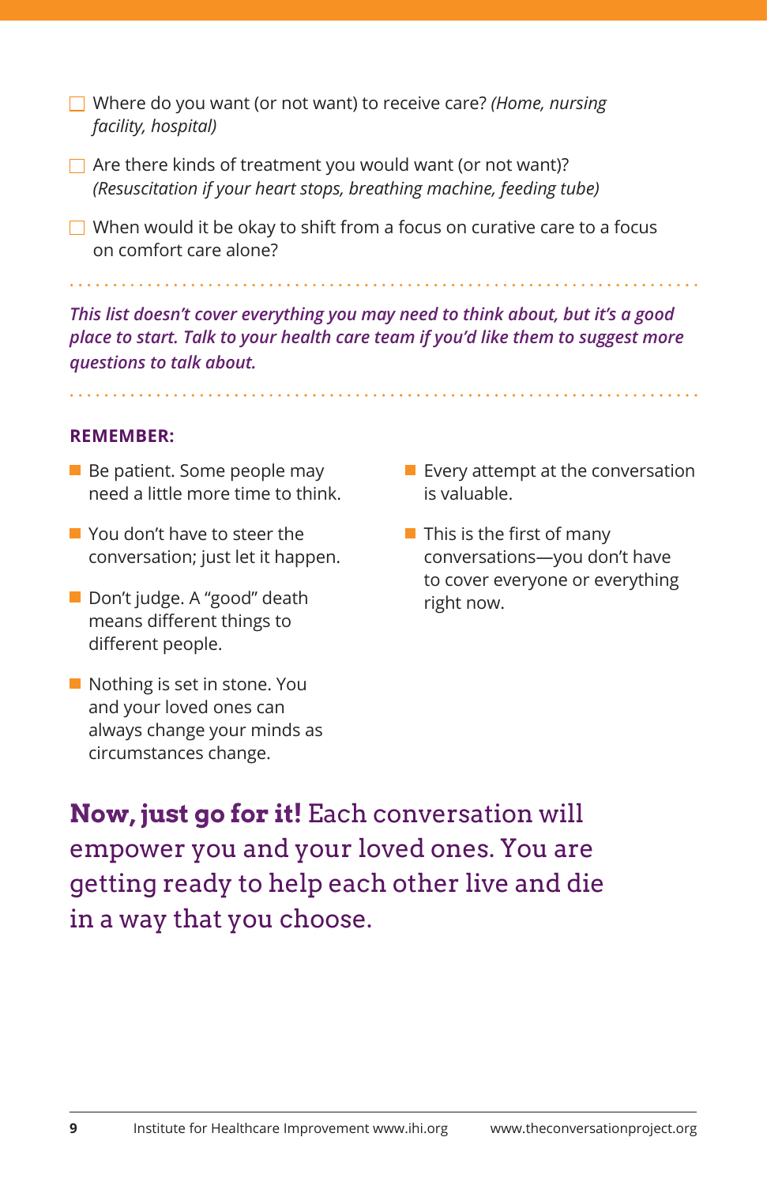- [ ] Where do you want (or not want) to receive care? *(Home, nursing facility, hospital)*
- [ ] Are there kinds of treatment you would want (or not want)? *(Resuscitation if your heart stops, breathing machine, feeding tube)*
- [ ] When would it be okay to shift from a focus on curative care to a focus on comfort care alone?

***This list doesn't cover everything you may need to think about, but it's a good place to start. Talk to your health care team if you'd like them to suggest more questions to talk about.***

**REMEMBER:**

- Be patient. Some people may need a little more time to think.
- You don't have to steer the conversation; just let it happen.
- Don't judge. A "good" death means different things to different people.
- Nothing is set in stone. You and your loved ones can always change your minds as circumstances change.
- Every attempt at the conversation is valuable.
- This is the first of many conversations—you don't have to cover everyone or everything right now.

**Now, just go for it!** Each conversation will empower you and your loved ones. You are getting ready to help each other live and die in a way that you choose.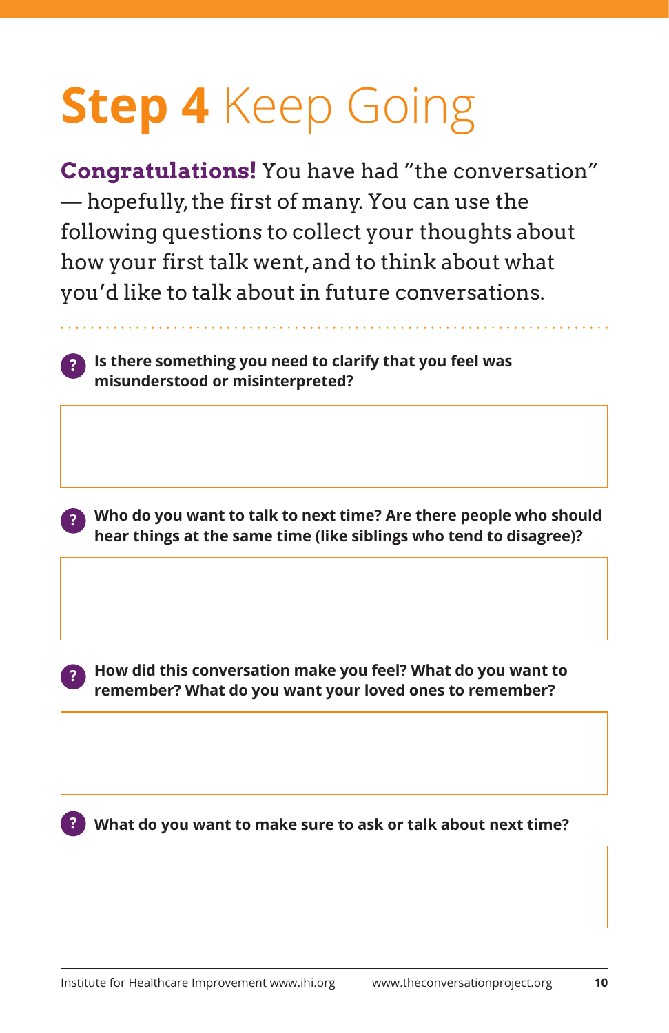# **Step 4** Keep Going

**Congratulations!** You have had "the conversation" — hopefully, the first of many. You can use the following questions to collect your thoughts about how your first talk went, and to think about what you'd like to talk about in future conversations.

**Is there something you need to clarify that you feel was misunderstood or misinterpreted?**

**Who do you want to talk to next time? Are there people who should hear things at the same time (like siblings who tend to disagree)?**

**How did this conversation make you feel? What do you want to remember? What do you want your loved ones to remember?**

**What do you want to make sure to ask or talk about next time?**

Institute for Healthcare Improvement www.ihi.org www.theconversationproject.org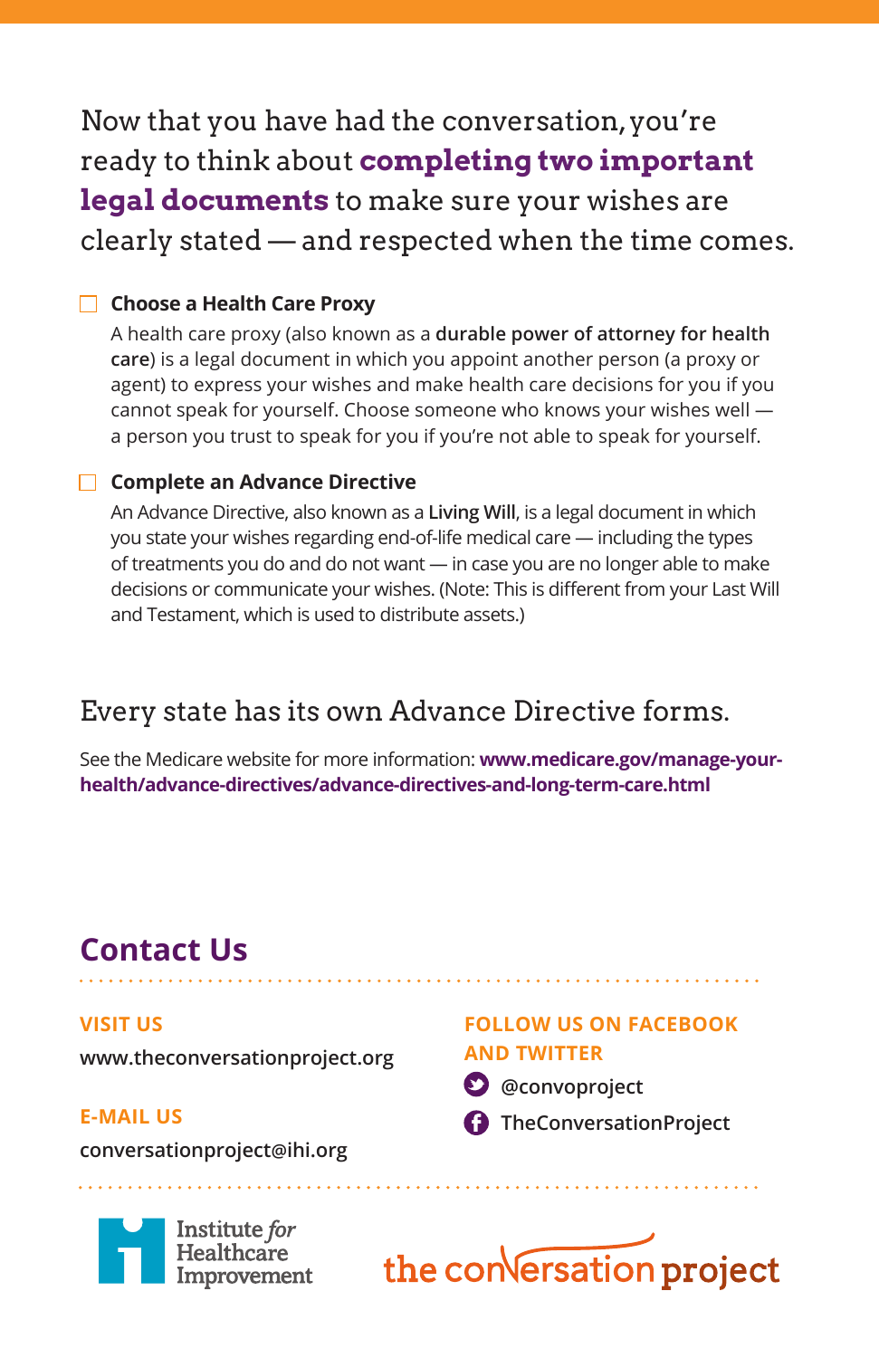Now that you have had the conversation, you're ready to think about **completing two important legal documents** to make sure your wishes are clearly stated — and respected when the time comes.

- [ ] **Choose a Health Care Proxy**

  A health care proxy (also known as a **durable power of attorney for health care**) is a legal document in which you appoint another person (a proxy or agent) to express your wishes and make health care decisions for you if you cannot speak for yourself. Choose someone who knows your wishes well — a person you trust to speak for you if you're not able to speak for yourself.

- [ ] **Complete an Advance Directive**

  An Advance Directive, also known as a **Living Will**, is a legal document in which you state your wishes regarding end-of-life medical care — including the types of treatments you do and do not want — in case you are no longer able to make decisions or communicate your wishes. (Note: This is different from your Last Will and Testament, which is used to distribute assets.)

## Every state has its own Advance Directive forms.

See the Medicare website for more information: **www.medicare.gov/manage-your-health/advance-directives/advance-directives-and-long-term-care.html**

## Contact Us

**VISIT US**

www.theconversationproject.org

**E-MAIL US**

conversationproject@ihi.org

**FOLLOW US ON FACEBOOK AND TWITTER**

@convoproject

TheConversationProject

Institute *for* Healthcare Improvement

the conversation project